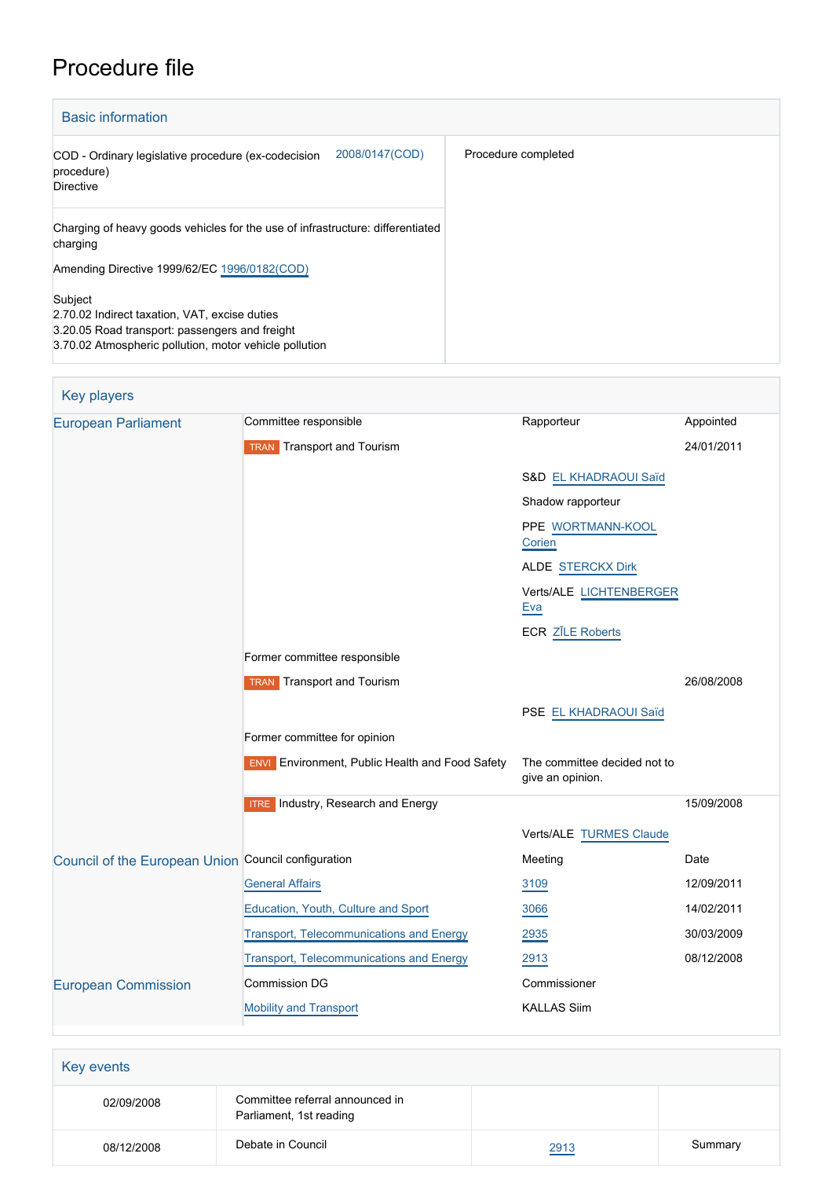# Procedure file

## Basic information

| | |
|---|---|
| COD - Ordinary legislative procedure (ex-codecision procedure)<br>Directive | 2008/0147(COD) |
| Procedure completed | |

Charging of heavy goods vehicles for the use of infrastructure: differentiated charging

Amending Directive 1999/62/EC 1996/0182(COD)

Subject
2.70.02 Indirect taxation, VAT, excise duties
3.20.05 Road transport: passengers and freight
3.70.02 Atmospheric pollution, motor vehicle pollution

## Key players

| | | | |
|---|---|---|---|
| European Parliament | Committee responsible | Rapporteur | Appointed |
| | TRAN Transport and Tourism | | 24/01/2011 |
| | | S&D EL KHADRAOUI Saïd | |
| | | Shadow rapporteur | |
| | | PPE WORTMANN-KOOL Corien | |
| | | ALDE STERCKX Dirk | |
| | | Verts/ALE LICHTENBERGER Eva | |
| | | ECR ZĪLE Roberts | |
| | Former committee responsible | | |
| | TRAN Transport and Tourism | | 26/08/2008 |
| | | PSE EL KHADRAOUI Saïd | |
| | Former committee for opinion | | |
| | ENVI Environment, Public Health and Food Safety | The committee decided not to give an opinion. | |
| | ITRE Industry, Research and Energy | | 15/09/2008 |
| | | Verts/ALE TURMES Claude | |
| Council of the European Union | Council configuration | Meeting | Date |
| | General Affairs | 3109 | 12/09/2011 |
| | Education, Youth, Culture and Sport | 3066 | 14/02/2011 |
| | Transport, Telecommunications and Energy | 2935 | 30/03/2009 |
| | Transport, Telecommunications and Energy | 2913 | 08/12/2008 |
| European Commission | Commission DG | Commissioner | |
| | Mobility and Transport | KALLAS Siim | |

## Key events

| | | | |
|---|---|---|---|
| 02/09/2008 | Committee referral announced in Parliament, 1st reading | | |
| 08/12/2008 | Debate in Council | 2913 | Summary |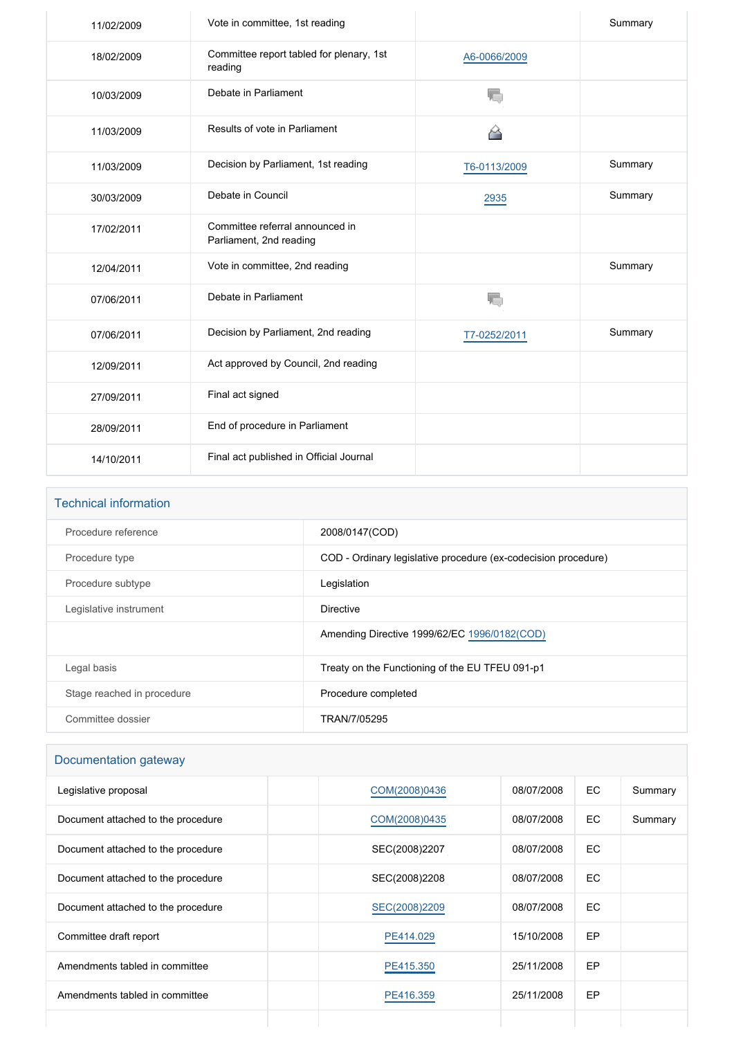| | | | |
|---|---|---|---|
| 11/02/2009 | Vote in committee, 1st reading | | Summary |
| 18/02/2009 | Committee report tabled for plenary, 1st reading | A6-0066/2009 | |
| 10/03/2009 | Debate in Parliament | | |
| 11/03/2009 | Results of vote in Parliament | | |
| 11/03/2009 | Decision by Parliament, 1st reading | T6-0113/2009 | Summary |
| 30/03/2009 | Debate in Council | 2935 | Summary |
| 17/02/2011 | Committee referral announced in Parliament, 2nd reading | | |
| 12/04/2011 | Vote in committee, 2nd reading | | Summary |
| 07/06/2011 | Debate in Parliament | | |
| 07/06/2011 | Decision by Parliament, 2nd reading | T7-0252/2011 | Summary |
| 12/09/2011 | Act approved by Council, 2nd reading | | |
| 27/09/2011 | Final act signed | | |
| 28/09/2011 | End of procedure in Parliament | | |
| 14/10/2011 | Final act published in Official Journal | | |

## Technical information

| | |
|---|---|
| Procedure reference | 2008/0147(COD) |
| Procedure type | COD - Ordinary legislative procedure (ex-codecision procedure) |
| Procedure subtype | Legislation |
| Legislative instrument | Directive |
| | Amending Directive 1999/62/EC 1996/0182(COD) |
| Legal basis | Treaty on the Functioning of the EU TFEU 091-p1 |
| Stage reached in procedure | Procedure completed |
| Committee dossier | TRAN/7/05295 |

## Documentation gateway

| | | | | | |
|---|---|---|---|---|---|
| Legislative proposal | | COM(2008)0436 | 08/07/2008 | EC | Summary |
| Document attached to the procedure | | COM(2008)0435 | 08/07/2008 | EC | Summary |
| Document attached to the procedure | | SEC(2008)2207 | 08/07/2008 | EC | |
| Document attached to the procedure | | SEC(2008)2208 | 08/07/2008 | EC | |
| Document attached to the procedure | | SEC(2008)2209 | 08/07/2008 | EC | |
| Committee draft report | | PE414.029 | 15/10/2008 | EP | |
| Amendments tabled in committee | | PE415.350 | 25/11/2008 | EP | |
| Amendments tabled in committee | | PE416.359 | 25/11/2008 | EP | |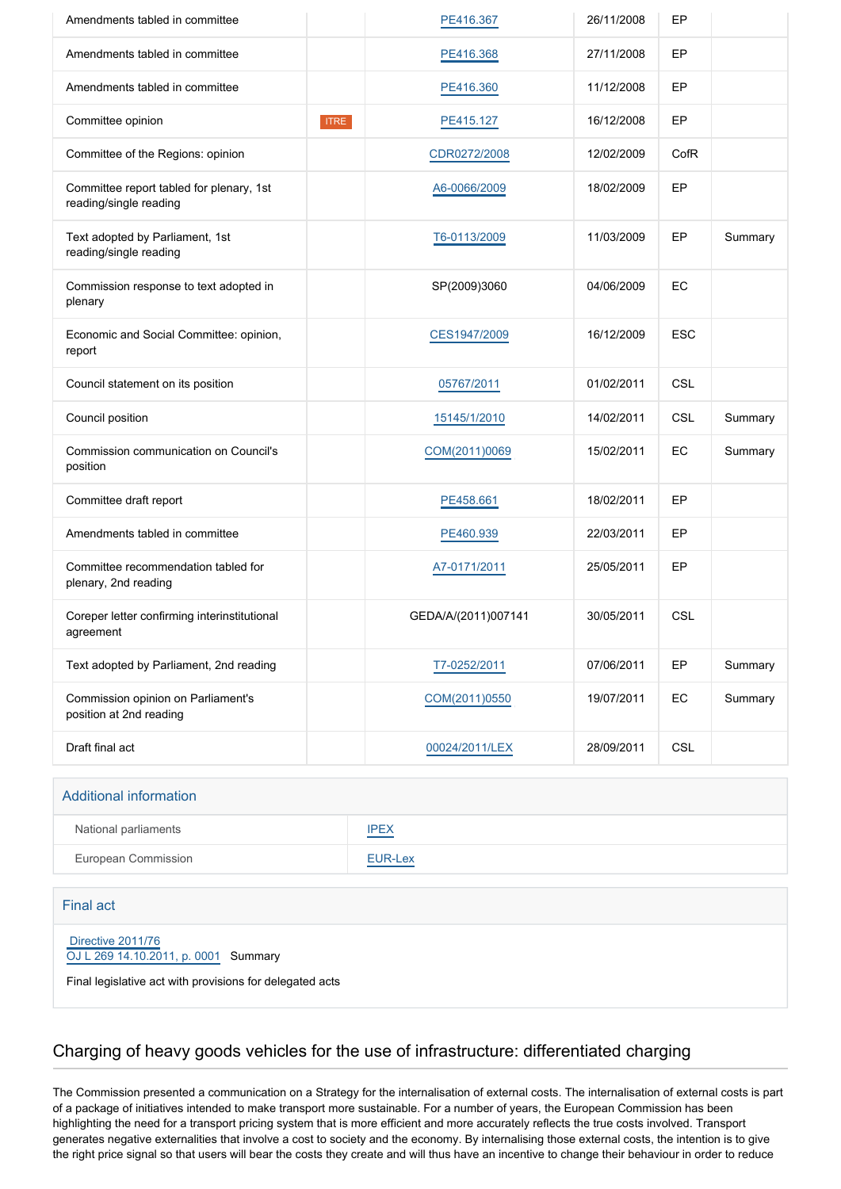| | | | | | |
|---|---|---|---|---|---|
| Amendments tabled in committee | | PE416.367 | 26/11/2008 | EP | |
| Amendments tabled in committee | | PE416.368 | 27/11/2008 | EP | |
| Amendments tabled in committee | | PE416.360 | 11/12/2008 | EP | |
| Committee opinion | ITRE | PE415.127 | 16/12/2008 | EP | |
| Committee of the Regions: opinion | | CDR0272/2008 | 12/02/2009 | CofR | |
| Committee report tabled for plenary, 1st reading/single reading | | A6-0066/2009 | 18/02/2009 | EP | |
| Text adopted by Parliament, 1st reading/single reading | | T6-0113/2009 | 11/03/2009 | EP | Summary |
| Commission response to text adopted in plenary | | SP(2009)3060 | 04/06/2009 | EC | |
| Economic and Social Committee: opinion, report | | CES1947/2009 | 16/12/2009 | ESC | |
| Council statement on its position | | 05767/2011 | 01/02/2011 | CSL | |
| Council position | | 15145/1/2010 | 14/02/2011 | CSL | Summary |
| Commission communication on Council's position | | COM(2011)0069 | 15/02/2011 | EC | Summary |
| Committee draft report | | PE458.661 | 18/02/2011 | EP | |
| Amendments tabled in committee | | PE460.939 | 22/03/2011 | EP | |
| Committee recommendation tabled for plenary, 2nd reading | | A7-0171/2011 | 25/05/2011 | EP | |
| Coreper letter confirming interinstitutional agreement | | GEDA/A/(2011)007141 | 30/05/2011 | CSL | |
| Text adopted by Parliament, 2nd reading | | T7-0252/2011 | 07/06/2011 | EP | Summary |
| Commission opinion on Parliament's position at 2nd reading | | COM(2011)0550 | 19/07/2011 | EC | Summary |
| Draft final act | | 00024/2011/LEX | 28/09/2011 | CSL | |

## Additional information

| | |
|---|---|
| National parliaments | IPEX |
| European Commission | EUR-Lex |

## Final act

Directive 2011/76
OJ L 269 14.10.2011, p. 0001 Summary

Final legislative act with provisions for delegated acts

## Charging of heavy goods vehicles for the use of infrastructure: differentiated charging

The Commission presented a communication on a Strategy for the internalisation of external costs. The internalisation of external costs is part of a package of initiatives intended to make transport more sustainable. For a number of years, the European Commission has been highlighting the need for a transport pricing system that is more efficient and more accurately reflects the true costs involved. Transport generates negative externalities that involve a cost to society and the economy. By internalising those external costs, the intention is to give the right price signal so that users will bear the costs they create and will thus have an incentive to change their behaviour in order to reduce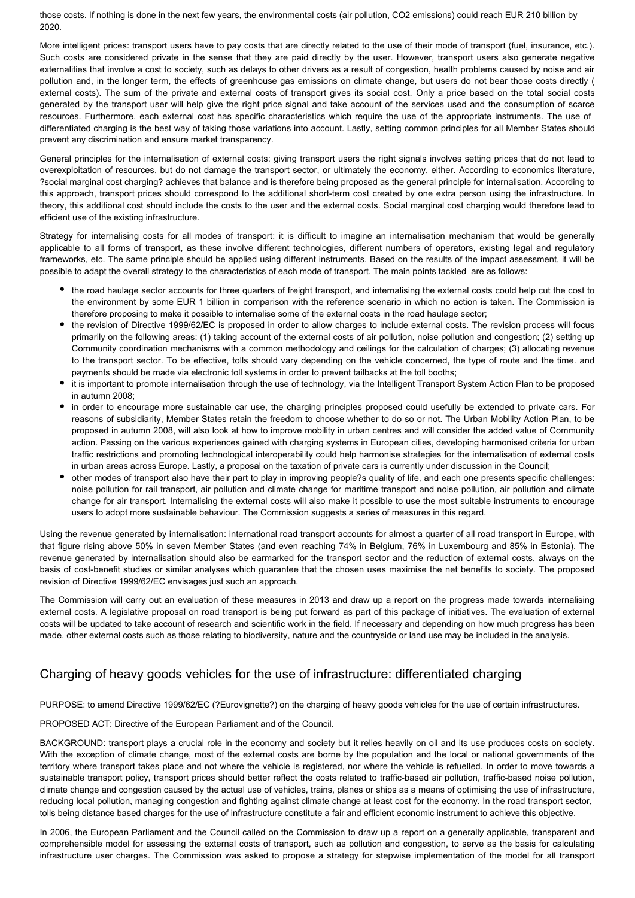those costs. If nothing is done in the next few years, the environmental costs (air pollution, $CO_2$ emissions) could reach EUR 210 billion by 2020.

More intelligent prices: transport users have to pay costs that are directly related to the use of their mode of transport (fuel, insurance, etc.). Such costs are considered private in the sense that they are paid directly by the user. However, transport users also generate negative externalities that involve a cost to society, such as delays to other drivers as a result of congestion, health problems caused by noise and air pollution and, in the longer term, the effects of greenhouse gas emissions on climate change, but users do not bear those costs directly ( external costs). The sum of the private and external costs of transport gives its social cost. Only a price based on the total social costs generated by the transport user will help give the right price signal and take account of the services used and the consumption of scarce resources. Furthermore, each external cost has specific characteristics which require the use of the appropriate instruments. The use of differentiated charging is the best way of taking those variations into account. Lastly, setting common principles for all Member States should prevent any discrimination and ensure market transparency.

General principles for the internalisation of external costs: giving transport users the right signals involves setting prices that do not lead to overexploitation of resources, but do not damage the transport sector, or ultimately the economy, either. According to economics literature, ?social marginal cost charging? achieves that balance and is therefore being proposed as the general principle for internalisation. According to this approach, transport prices should correspond to the additional short-term cost created by one extra person using the infrastructure. In theory, this additional cost should include the costs to the user and the external costs. Social marginal cost charging would therefore lead to efficient use of the existing infrastructure.

Strategy for internalising costs for all modes of transport: it is difficult to imagine an internalisation mechanism that would be generally applicable to all forms of transport, as these involve different technologies, different numbers of operators, existing legal and regulatory frameworks, etc. The same principle should be applied using different instruments. Based on the results of the impact assessment, it will be possible to adapt the overall strategy to the characteristics of each mode of transport. The main points tackled are as follows:

- the road haulage sector accounts for three quarters of freight transport, and internalising the external costs could help cut the cost to the environment by some EUR 1 billion in comparison with the reference scenario in which no action is taken. The Commission is therefore proposing to make it possible to internalise some of the external costs in the road haulage sector;
- the revision of Directive 1999/62/EC is proposed in order to allow charges to include external costs. The revision process will focus primarily on the following areas: (1) taking account of the external costs of air pollution, noise pollution and congestion; (2) setting up Community coordination mechanisms with a common methodology and ceilings for the calculation of charges; (3) allocating revenue to the transport sector. To be effective, tolls should vary depending on the vehicle concerned, the type of route and the time. and payments should be made via electronic toll systems in order to prevent tailbacks at the toll booths;
- it is important to promote internalisation through the use of technology, via the Intelligent Transport System Action Plan to be proposed in autumn 2008;
- in order to encourage more sustainable car use, the charging principles proposed could usefully be extended to private cars. For reasons of subsidiarity, Member States retain the freedom to choose whether to do so or not. The Urban Mobility Action Plan, to be proposed in autumn 2008, will also look at how to improve mobility in urban centres and will consider the added value of Community action. Passing on the various experiences gained with charging systems in European cities, developing harmonised criteria for urban traffic restrictions and promoting technological interoperability could help harmonise strategies for the internalisation of external costs in urban areas across Europe. Lastly, a proposal on the taxation of private cars is currently under discussion in the Council;
- other modes of transport also have their part to play in improving people?s quality of life, and each one presents specific challenges: noise pollution for rail transport, air pollution and climate change for maritime transport and noise pollution, air pollution and climate change for air transport. Internalising the external costs will also make it possible to use the most suitable instruments to encourage users to adopt more sustainable behaviour. The Commission suggests a series of measures in this regard.

Using the revenue generated by internalisation: international road transport accounts for almost a quarter of all road transport in Europe, with that figure rising above 50% in seven Member States (and even reaching 74% in Belgium, 76% in Luxembourg and 85% in Estonia). The revenue generated by internalisation should also be earmarked for the transport sector and the reduction of external costs, always on the basis of cost-benefit studies or similar analyses which guarantee that the chosen uses maximise the net benefits to society. The proposed revision of Directive 1999/62/EC envisages just such an approach.

The Commission will carry out an evaluation of these measures in 2013 and draw up a report on the progress made towards internalising external costs. A legislative proposal on road transport is being put forward as part of this package of initiatives. The evaluation of external costs will be updated to take account of research and scientific work in the field. If necessary and depending on how much progress has been made, other external costs such as those relating to biodiversity, nature and the countryside or land use may be included in the analysis.

## Charging of heavy goods vehicles for the use of infrastructure: differentiated charging

PURPOSE: to amend Directive 1999/62/EC (?Eurovignette?) on the charging of heavy goods vehicles for the use of certain infrastructures.

PROPOSED ACT: Directive of the European Parliament and of the Council.

BACKGROUND: transport plays a crucial role in the economy and society but it relies heavily on oil and its use produces costs on society. With the exception of climate change, most of the external costs are borne by the population and the local or national governments of the territory where transport takes place and not where the vehicle is registered, nor where the vehicle is refuelled. In order to move towards a sustainable transport policy, transport prices should better reflect the costs related to traffic-based air pollution, traffic-based noise pollution, climate change and congestion caused by the actual use of vehicles, trains, planes or ships as a means of optimising the use of infrastructure, reducing local pollution, managing congestion and fighting against climate change at least cost for the economy. In the road transport sector, tolls being distance based charges for the use of infrastructure constitute a fair and efficient economic instrument to achieve this objective.

In 2006, the European Parliament and the Council called on the Commission to draw up a report on a generally applicable, transparent and comprehensible model for assessing the external costs of transport, such as pollution and congestion, to serve as the basis for calculating infrastructure user charges. The Commission was asked to propose a strategy for stepwise implementation of the model for all transport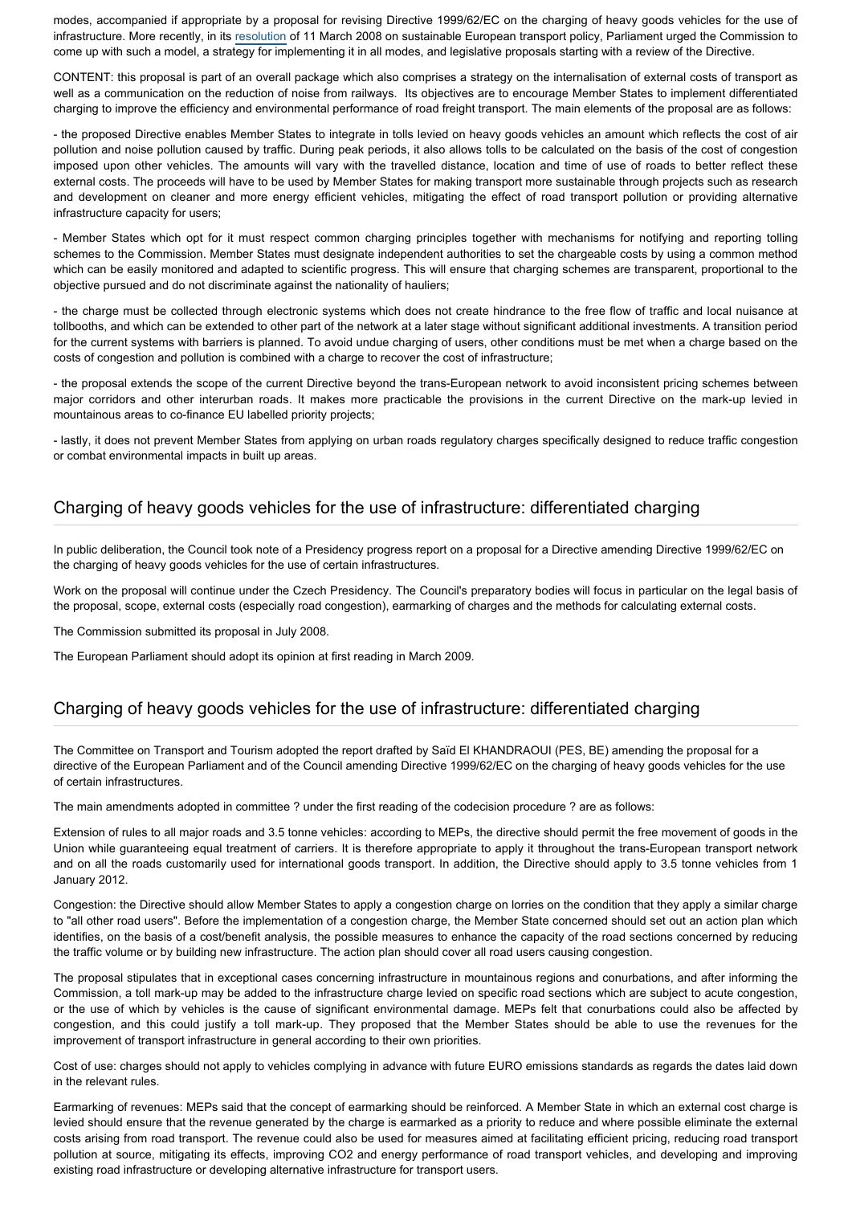modes, accompanied if appropriate by a proposal for revising Directive 1999/62/EC on the charging of heavy goods vehicles for the use of infrastructure. More recently, in its resolution of 11 March 2008 on sustainable European transport policy, Parliament urged the Commission to come up with such a model, a strategy for implementing it in all modes, and legislative proposals starting with a review of the Directive.

CONTENT: this proposal is part of an overall package which also comprises a strategy on the internalisation of external costs of transport as well as a communication on the reduction of noise from railways. Its objectives are to encourage Member States to implement differentiated charging to improve the efficiency and environmental performance of road freight transport. The main elements of the proposal are as follows:

- the proposed Directive enables Member States to integrate in tolls levied on heavy goods vehicles an amount which reflects the cost of air pollution and noise pollution caused by traffic. During peak periods, it also allows tolls to be calculated on the basis of the cost of congestion imposed upon other vehicles. The amounts will vary with the travelled distance, location and time of use of roads to better reflect these external costs. The proceeds will have to be used by Member States for making transport more sustainable through projects such as research and development on cleaner and more energy efficient vehicles, mitigating the effect of road transport pollution or providing alternative infrastructure capacity for users;

- Member States which opt for it must respect common charging principles together with mechanisms for notifying and reporting tolling schemes to the Commission. Member States must designate independent authorities to set the chargeable costs by using a common method which can be easily monitored and adapted to scientific progress. This will ensure that charging schemes are transparent, proportional to the objective pursued and do not discriminate against the nationality of hauliers;

- the charge must be collected through electronic systems which does not create hindrance to the free flow of traffic and local nuisance at tollbooths, and which can be extended to other part of the network at a later stage without significant additional investments. A transition period for the current systems with barriers is planned. To avoid undue charging of users, other conditions must be met when a charge based on the costs of congestion and pollution is combined with a charge to recover the cost of infrastructure;

- the proposal extends the scope of the current Directive beyond the trans-European network to avoid inconsistent pricing schemes between major corridors and other interurban roads. It makes more practicable the provisions in the current Directive on the mark-up levied in mountainous areas to co-finance EU labelled priority projects;

- lastly, it does not prevent Member States from applying on urban roads regulatory charges specifically designed to reduce traffic congestion or combat environmental impacts in built up areas.

## Charging of heavy goods vehicles for the use of infrastructure: differentiated charging

In public deliberation, the Council took note of a Presidency progress report on a proposal for a Directive amending Directive 1999/62/EC on the charging of heavy goods vehicles for the use of certain infrastructures.

Work on the proposal will continue under the Czech Presidency. The Council's preparatory bodies will focus in particular on the legal basis of the proposal, scope, external costs (especially road congestion), earmarking of charges and the methods for calculating external costs.

The Commission submitted its proposal in July 2008.

The European Parliament should adopt its opinion at first reading in March 2009.

## Charging of heavy goods vehicles for the use of infrastructure: differentiated charging

The Committee on Transport and Tourism adopted the report drafted by Saïd El KHANDRAOUI (PES, BE) amending the proposal for a directive of the European Parliament and of the Council amending Directive 1999/62/EC on the charging of heavy goods vehicles for the use of certain infrastructures.

The main amendments adopted in committee ? under the first reading of the codecision procedure ? are as follows:

Extension of rules to all major roads and 3.5 tonne vehicles: according to MEPs, the directive should permit the free movement of goods in the Union while guaranteeing equal treatment of carriers. It is therefore appropriate to apply it throughout the trans-European transport network and on all the roads customarily used for international goods transport. In addition, the Directive should apply to 3.5 tonne vehicles from 1 January 2012.

Congestion: the Directive should allow Member States to apply a congestion charge on lorries on the condition that they apply a similar charge to "all other road users". Before the implementation of a congestion charge, the Member State concerned should set out an action plan which identifies, on the basis of a cost/benefit analysis, the possible measures to enhance the capacity of the road sections concerned by reducing the traffic volume or by building new infrastructure. The action plan should cover all road users causing congestion.

The proposal stipulates that in exceptional cases concerning infrastructure in mountainous regions and conurbations, and after informing the Commission, a toll mark-up may be added to the infrastructure charge levied on specific road sections which are subject to acute congestion, or the use of which by vehicles is the cause of significant environmental damage. MEPs felt that conurbations could also be affected by congestion, and this could justify a toll mark-up. They proposed that the Member States should be able to use the revenues for the improvement of transport infrastructure in general according to their own priorities.

Cost of use: charges should not apply to vehicles complying in advance with future EURO emissions standards as regards the dates laid down in the relevant rules.

Earmarking of revenues: MEPs said that the concept of earmarking should be reinforced. A Member State in which an external cost charge is levied should ensure that the revenue generated by the charge is earmarked as a priority to reduce and where possible eliminate the external costs arising from road transport. The revenue could also be used for measures aimed at facilitating efficient pricing, reducing road transport pollution at source, mitigating its effects, improving $CO_2$ and energy performance of road transport vehicles, and developing and improving existing road infrastructure or developing alternative infrastructure for transport users.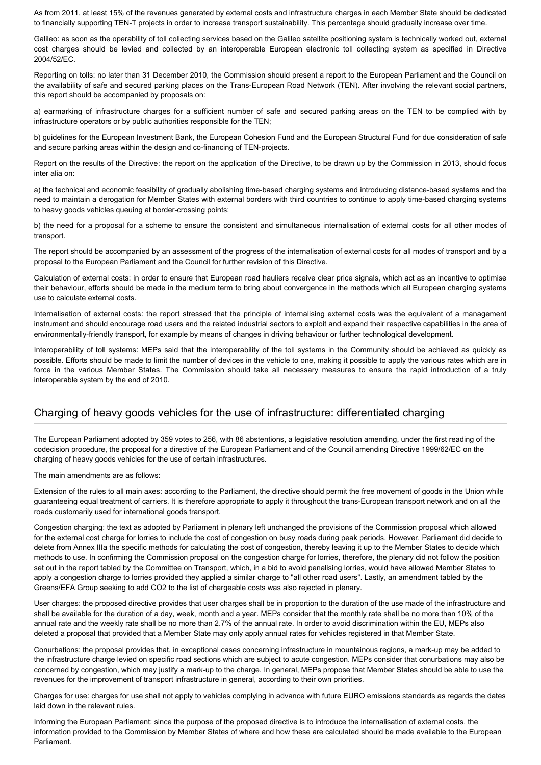As from 2011, at least 15% of the revenues generated by external costs and infrastructure charges in each Member State should be dedicated to financially supporting TEN-T projects in order to increase transport sustainability. This percentage should gradually increase over time.

Galileo: as soon as the operability of toll collecting services based on the Galileo satellite positioning system is technically worked out, external cost charges should be levied and collected by an interoperable European electronic toll collecting system as specified in Directive 2004/52/EC.

Reporting on tolls: no later than 31 December 2010, the Commission should present a report to the European Parliament and the Council on the availability of safe and secured parking places on the Trans-European Road Network (TEN). After involving the relevant social partners, this report should be accompanied by proposals on:

a) earmarking of infrastructure charges for a sufficient number of safe and secured parking areas on the TEN to be complied with by infrastructure operators or by public authorities responsible for the TEN;

b) guidelines for the European Investment Bank, the European Cohesion Fund and the European Structural Fund for due consideration of safe and secure parking areas within the design and co-financing of TEN-projects.

Report on the results of the Directive: the report on the application of the Directive, to be drawn up by the Commission in 2013, should focus inter alia on:

a) the technical and economic feasibility of gradually abolishing time-based charging systems and introducing distance-based systems and the need to maintain a derogation for Member States with external borders with third countries to continue to apply time-based charging systems to heavy goods vehicles queuing at border-crossing points;

b) the need for a proposal for a scheme to ensure the consistent and simultaneous internalisation of external costs for all other modes of transport.

The report should be accompanied by an assessment of the progress of the internalisation of external costs for all modes of transport and by a proposal to the European Parliament and the Council for further revision of this Directive.

Calculation of external costs: in order to ensure that European road hauliers receive clear price signals, which act as an incentive to optimise their behaviour, efforts should be made in the medium term to bring about convergence in the methods which all European charging systems use to calculate external costs.

Internalisation of external costs: the report stressed that the principle of internalising external costs was the equivalent of a management instrument and should encourage road users and the related industrial sectors to exploit and expand their respective capabilities in the area of environmentally-friendly transport, for example by means of changes in driving behaviour or further technological development.

Interoperability of toll systems: MEPs said that the interoperability of the toll systems in the Community should be achieved as quickly as possible. Efforts should be made to limit the number of devices in the vehicle to one, making it possible to apply the various rates which are in force in the various Member States. The Commission should take all necessary measures to ensure the rapid introduction of a truly interoperable system by the end of 2010.

## Charging of heavy goods vehicles for the use of infrastructure: differentiated charging

The European Parliament adopted by 359 votes to 256, with 86 abstentions, a legislative resolution amending, under the first reading of the codecision procedure, the proposal for a directive of the European Parliament and of the Council amending Directive 1999/62/EC on the charging of heavy goods vehicles for the use of certain infrastructures.

The main amendments are as follows:

Extension of the rules to all main axes: according to the Parliament, the directive should permit the free movement of goods in the Union while guaranteeing equal treatment of carriers. It is therefore appropriate to apply it throughout the trans-European transport network and on all the roads customarily used for international goods transport.

Congestion charging: the text as adopted by Parliament in plenary left unchanged the provisions of the Commission proposal which allowed for the external cost charge for lorries to include the cost of congestion on busy roads during peak periods. However, Parliament did decide to delete from Annex IIIa the specific methods for calculating the cost of congestion, thereby leaving it up to the Member States to decide which methods to use. In confirming the Commission proposal on the congestion charge for lorries, therefore, the plenary did not follow the position set out in the report tabled by the Committee on Transport, which, in a bid to avoid penalising lorries, would have allowed Member States to apply a congestion charge to lorries provided they applied a similar charge to "all other road users". Lastly, an amendment tabled by the Greens/EFA Group seeking to add $CO_2$ to the list of chargeable costs was also rejected in plenary.

User charges: the proposed directive provides that user charges shall be in proportion to the duration of the use made of the infrastructure and shall be available for the duration of a day, week, month and a year. MEPs consider that the monthly rate shall be no more than 10% of the annual rate and the weekly rate shall be no more than 2.7% of the annual rate. In order to avoid discrimination within the EU, MEPs also deleted a proposal that provided that a Member State may only apply annual rates for vehicles registered in that Member State.

Conurbations: the proposal provides that, in exceptional cases concerning infrastructure in mountainous regions, a mark-up may be added to the infrastructure charge levied on specific road sections which are subject to acute congestion. MEPs consider that conurbations may also be concerned by congestion, which may justify a mark-up to the charge. In general, MEPs propose that Member States should be able to use the revenues for the improvement of transport infrastructure in general, according to their own priorities.

Charges for use: charges for use shall not apply to vehicles complying in advance with future EURO emissions standards as regards the dates laid down in the relevant rules.

Informing the European Parliament: since the purpose of the proposed directive is to introduce the internalisation of external costs, the information provided to the Commission by Member States of where and how these are calculated should be made available to the European Parliament.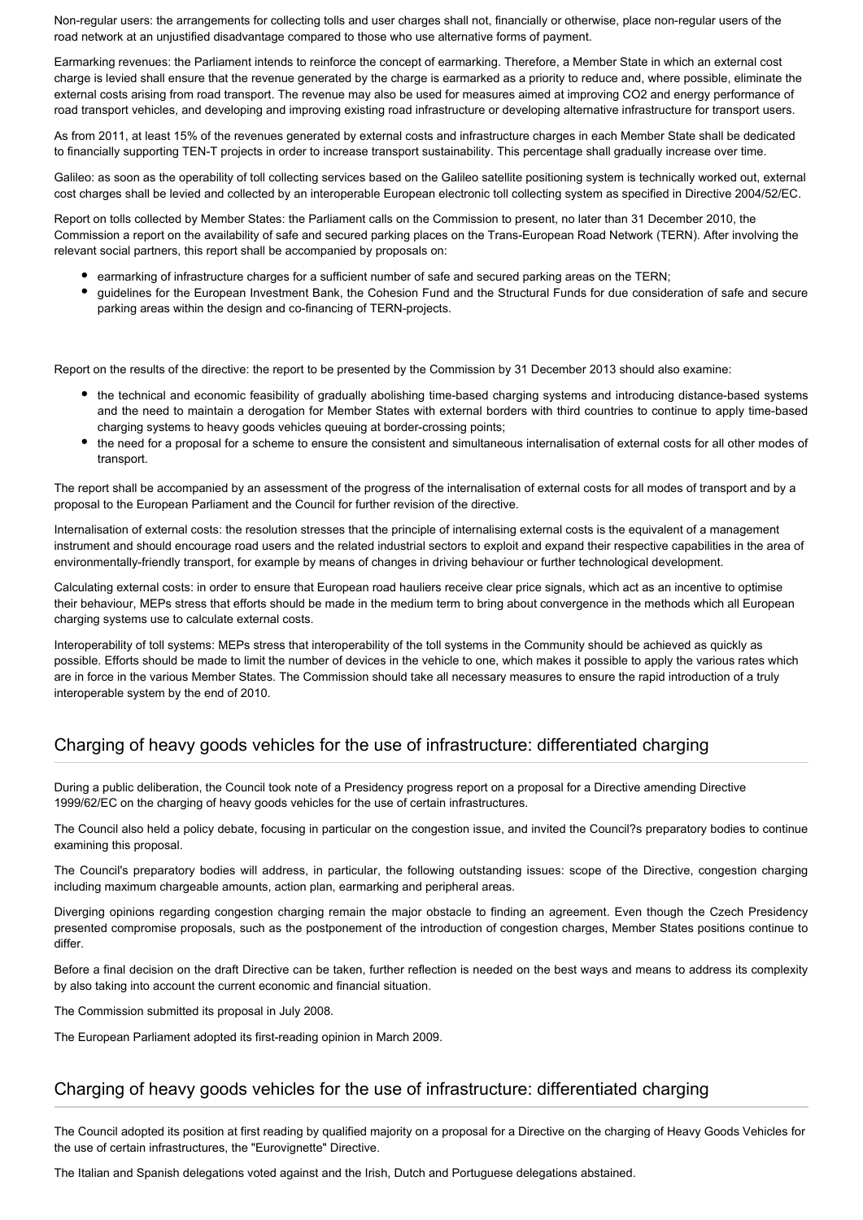Non-regular users: the arrangements for collecting tolls and user charges shall not, financially or otherwise, place non-regular users of the road network at an unjustified disadvantage compared to those who use alternative forms of payment.

Earmarking revenues: the Parliament intends to reinforce the concept of earmarking. Therefore, a Member State in which an external cost charge is levied shall ensure that the revenue generated by the charge is earmarked as a priority to reduce and, where possible, eliminate the external costs arising from road transport. The revenue may also be used for measures aimed at improving $CO_2$ and energy performance of road transport vehicles, and developing and improving existing road infrastructure or developing alternative infrastructure for transport users.

As from 2011, at least 15% of the revenues generated by external costs and infrastructure charges in each Member State shall be dedicated to financially supporting TEN-T projects in order to increase transport sustainability. This percentage shall gradually increase over time.

Galileo: as soon as the operability of toll collecting services based on the Galileo satellite positioning system is technically worked out, external cost charges shall be levied and collected by an interoperable European electronic toll collecting system as specified in Directive 2004/52/EC.

Report on tolls collected by Member States: the Parliament calls on the Commission to present, no later than 31 December 2010, the Commission a report on the availability of safe and secured parking places on the Trans-European Road Network (TERN). After involving the relevant social partners, this report shall be accompanied by proposals on:

- earmarking of infrastructure charges for a sufficient number of safe and secured parking areas on the TERN;
- guidelines for the European Investment Bank, the Cohesion Fund and the Structural Funds for due consideration of safe and secure parking areas within the design and co-financing of TERN-projects.

Report on the results of the directive: the report to be presented by the Commission by 31 December 2013 should also examine:

- the technical and economic feasibility of gradually abolishing time-based charging systems and introducing distance-based systems and the need to maintain a derogation for Member States with external borders with third countries to continue to apply time-based charging systems to heavy goods vehicles queuing at border-crossing points;
- the need for a proposal for a scheme to ensure the consistent and simultaneous internalisation of external costs for all other modes of transport.

The report shall be accompanied by an assessment of the progress of the internalisation of external costs for all modes of transport and by a proposal to the European Parliament and the Council for further revision of the directive.

Internalisation of external costs: the resolution stresses that the principle of internalising external costs is the equivalent of a management instrument and should encourage road users and the related industrial sectors to exploit and expand their respective capabilities in the area of environmentally-friendly transport, for example by means of changes in driving behaviour or further technological development.

Calculating external costs: in order to ensure that European road hauliers receive clear price signals, which act as an incentive to optimise their behaviour, MEPs stress that efforts should be made in the medium term to bring about convergence in the methods which all European charging systems use to calculate external costs.

Interoperability of toll systems: MEPs stress that interoperability of the toll systems in the Community should be achieved as quickly as possible. Efforts should be made to limit the number of devices in the vehicle to one, which makes it possible to apply the various rates which are in force in the various Member States. The Commission should take all necessary measures to ensure the rapid introduction of a truly interoperable system by the end of 2010.

## Charging of heavy goods vehicles for the use of infrastructure: differentiated charging

During a public deliberation, the Council took note of a Presidency progress report on a proposal for a Directive amending Directive 1999/62/EC on the charging of heavy goods vehicles for the use of certain infrastructures.

The Council also held a policy debate, focusing in particular on the congestion issue, and invited the Council?s preparatory bodies to continue examining this proposal.

The Council's preparatory bodies will address, in particular, the following outstanding issues: scope of the Directive, congestion charging including maximum chargeable amounts, action plan, earmarking and peripheral areas.

Diverging opinions regarding congestion charging remain the major obstacle to finding an agreement. Even though the Czech Presidency presented compromise proposals, such as the postponement of the introduction of congestion charges, Member States positions continue to differ.

Before a final decision on the draft Directive can be taken, further reflection is needed on the best ways and means to address its complexity by also taking into account the current economic and financial situation.

The Commission submitted its proposal in July 2008.

The European Parliament adopted its first-reading opinion in March 2009.

## Charging of heavy goods vehicles for the use of infrastructure: differentiated charging

The Council adopted its position at first reading by qualified majority on a proposal for a Directive on the charging of Heavy Goods Vehicles for the use of certain infrastructures, the "Eurovignette" Directive.

The Italian and Spanish delegations voted against and the Irish, Dutch and Portuguese delegations abstained.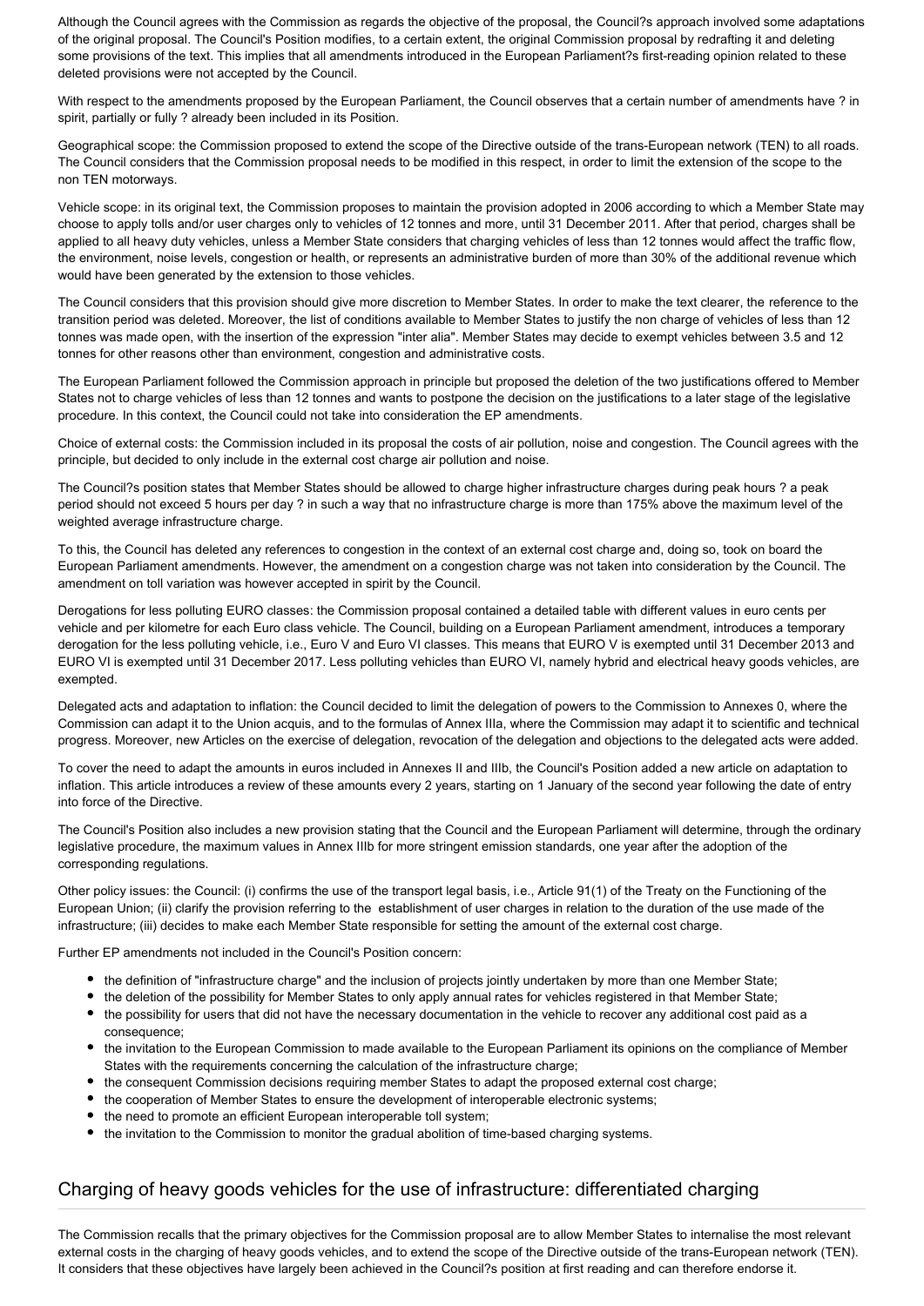Although the Council agrees with the Commission as regards the objective of the proposal, the Council?s approach involved some adaptations of the original proposal. The Council's Position modifies, to a certain extent, the original Commission proposal by redrafting it and deleting some provisions of the text. This implies that all amendments introduced in the European Parliament?s first-reading opinion related to these deleted provisions were not accepted by the Council.

With respect to the amendments proposed by the European Parliament, the Council observes that a certain number of amendments have ? in spirit, partially or fully ? already been included in its Position.

Geographical scope: the Commission proposed to extend the scope of the Directive outside of the trans-European network (TEN) to all roads. The Council considers that the Commission proposal needs to be modified in this respect, in order to limit the extension of the scope to the non TEN motorways.

Vehicle scope: in its original text, the Commission proposes to maintain the provision adopted in 2006 according to which a Member State may choose to apply tolls and/or user charges only to vehicles of 12 tonnes and more, until 31 December 2011. After that period, charges shall be applied to all heavy duty vehicles, unless a Member State considers that charging vehicles of less than 12 tonnes would affect the traffic flow, the environment, noise levels, congestion or health, or represents an administrative burden of more than 30% of the additional revenue which would have been generated by the extension to those vehicles.

The Council considers that this provision should give more discretion to Member States. In order to make the text clearer, the reference to the transition period was deleted. Moreover, the list of conditions available to Member States to justify the non charge of vehicles of less than 12 tonnes was made open, with the insertion of the expression "inter alia". Member States may decide to exempt vehicles between 3.5 and 12 tonnes for other reasons other than environment, congestion and administrative costs.

The European Parliament followed the Commission approach in principle but proposed the deletion of the two justifications offered to Member States not to charge vehicles of less than 12 tonnes and wants to postpone the decision on the justifications to a later stage of the legislative procedure. In this context, the Council could not take into consideration the EP amendments.

Choice of external costs: the Commission included in its proposal the costs of air pollution, noise and congestion. The Council agrees with the principle, but decided to only include in the external cost charge air pollution and noise.

The Council?s position states that Member States should be allowed to charge higher infrastructure charges during peak hours ? a peak period should not exceed 5 hours per day ? in such a way that no infrastructure charge is more than 175% above the maximum level of the weighted average infrastructure charge.

To this, the Council has deleted any references to congestion in the context of an external cost charge and, doing so, took on board the European Parliament amendments. However, the amendment on a congestion charge was not taken into consideration by the Council. The amendment on toll variation was however accepted in spirit by the Council.

Derogations for less polluting EURO classes: the Commission proposal contained a detailed table with different values in euro cents per vehicle and per kilometre for each Euro class vehicle. The Council, building on a European Parliament amendment, introduces a temporary derogation for the less polluting vehicle, i.e., Euro V and Euro VI classes. This means that EURO V is exempted until 31 December 2013 and EURO VI is exempted until 31 December 2017. Less polluting vehicles than EURO VI, namely hybrid and electrical heavy goods vehicles, are exempted.

Delegated acts and adaptation to inflation: the Council decided to limit the delegation of powers to the Commission to Annexes 0, where the Commission can adapt it to the Union acquis, and to the formulas of Annex IIIa, where the Commission may adapt it to scientific and technical progress. Moreover, new Articles on the exercise of delegation, revocation of the delegation and objections to the delegated acts were added.

To cover the need to adapt the amounts in euros included in Annexes II and IIIb, the Council's Position added a new article on adaptation to inflation. This article introduces a review of these amounts every 2 years, starting on 1 January of the second year following the date of entry into force of the Directive.

The Council's Position also includes a new provision stating that the Council and the European Parliament will determine, through the ordinary legislative procedure, the maximum values in Annex IIIb for more stringent emission standards, one year after the adoption of the corresponding regulations.

Other policy issues: the Council: (i) confirms the use of the transport legal basis, i.e., Article 91(1) of the Treaty on the Functioning of the European Union; (ii) clarify the provision referring to the establishment of user charges in relation to the duration of the use made of the infrastructure; (iii) decides to make each Member State responsible for setting the amount of the external cost charge.

Further EP amendments not included in the Council's Position concern:

- the definition of "infrastructure charge" and the inclusion of projects jointly undertaken by more than one Member State;
- the deletion of the possibility for Member States to only apply annual rates for vehicles registered in that Member State;
- the possibility for users that did not have the necessary documentation in the vehicle to recover any additional cost paid as a consequence;
- the invitation to the European Commission to made available to the European Parliament its opinions on the compliance of Member States with the requirements concerning the calculation of the infrastructure charge;
- the consequent Commission decisions requiring member States to adapt the proposed external cost charge;
- the cooperation of Member States to ensure the development of interoperable electronic systems;
- the need to promote an efficient European interoperable toll system;
- the invitation to the Commission to monitor the gradual abolition of time-based charging systems.

## Charging of heavy goods vehicles for the use of infrastructure: differentiated charging

The Commission recalls that the primary objectives for the Commission proposal are to allow Member States to internalise the most relevant external costs in the charging of heavy goods vehicles, and to extend the scope of the Directive outside of the trans-European network (TEN). It considers that these objectives have largely been achieved in the Council?s position at first reading and can therefore endorse it.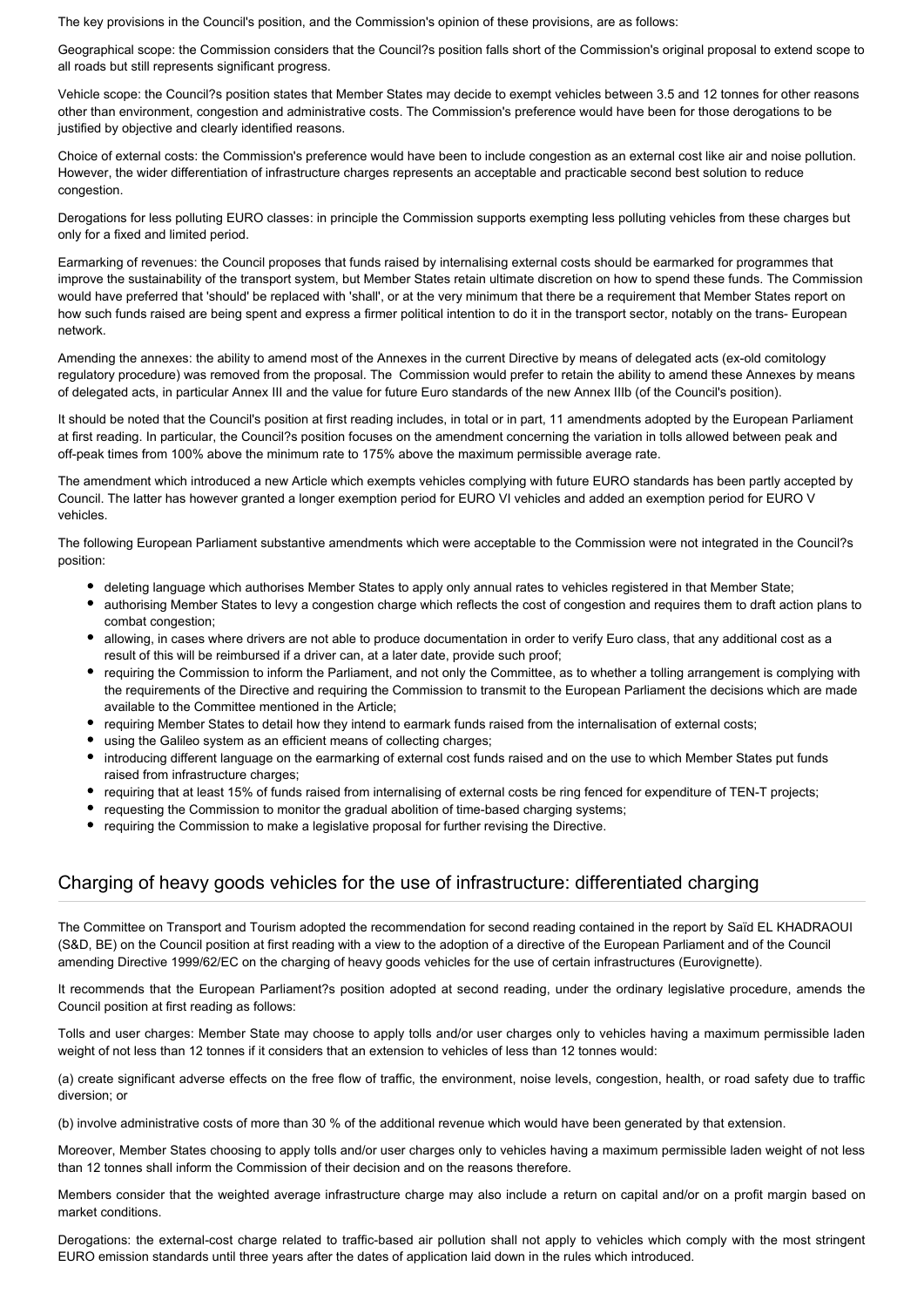The key provisions in the Council's position, and the Commission's opinion of these provisions, are as follows:

Geographical scope: the Commission considers that the Council?s position falls short of the Commission's original proposal to extend scope to all roads but still represents significant progress.

Vehicle scope: the Council?s position states that Member States may decide to exempt vehicles between 3.5 and 12 tonnes for other reasons other than environment, congestion and administrative costs. The Commission's preference would have been for those derogations to be justified by objective and clearly identified reasons.

Choice of external costs: the Commission's preference would have been to include congestion as an external cost like air and noise pollution. However, the wider differentiation of infrastructure charges represents an acceptable and practicable second best solution to reduce congestion.

Derogations for less polluting EURO classes: in principle the Commission supports exempting less polluting vehicles from these charges but only for a fixed and limited period.

Earmarking of revenues: the Council proposes that funds raised by internalising external costs should be earmarked for programmes that improve the sustainability of the transport system, but Member States retain ultimate discretion on how to spend these funds. The Commission would have preferred that 'should' be replaced with 'shall', or at the very minimum that there be a requirement that Member States report on how such funds raised are being spent and express a firmer political intention to do it in the transport sector, notably on the trans- European network.

Amending the annexes: the ability to amend most of the Annexes in the current Directive by means of delegated acts (ex-old comitology regulatory procedure) was removed from the proposal. The Commission would prefer to retain the ability to amend these Annexes by means of delegated acts, in particular Annex III and the value for future Euro standards of the new Annex IIIb (of the Council's position).

It should be noted that the Council's position at first reading includes, in total or in part, 11 amendments adopted by the European Parliament at first reading. In particular, the Council?s position focuses on the amendment concerning the variation in tolls allowed between peak and off-peak times from 100% above the minimum rate to 175% above the maximum permissible average rate.

The amendment which introduced a new Article which exempts vehicles complying with future EURO standards has been partly accepted by Council. The latter has however granted a longer exemption period for EURO VI vehicles and added an exemption period for EURO V vehicles.

The following European Parliament substantive amendments which were acceptable to the Commission were not integrated in the Council?s position:

- deleting language which authorises Member States to apply only annual rates to vehicles registered in that Member State;
- authorising Member States to levy a congestion charge which reflects the cost of congestion and requires them to draft action plans to combat congestion;
- allowing, in cases where drivers are not able to produce documentation in order to verify Euro class, that any additional cost as a result of this will be reimbursed if a driver can, at a later date, provide such proof;
- requiring the Commission to inform the Parliament, and not only the Committee, as to whether a tolling arrangement is complying with the requirements of the Directive and requiring the Commission to transmit to the European Parliament the decisions which are made available to the Committee mentioned in the Article;
- requiring Member States to detail how they intend to earmark funds raised from the internalisation of external costs;
- using the Galileo system as an efficient means of collecting charges;
- introducing different language on the earmarking of external cost funds raised and on the use to which Member States put funds raised from infrastructure charges;
- requiring that at least 15% of funds raised from internalising of external costs be ring fenced for expenditure of TEN-T projects;
- requesting the Commission to monitor the gradual abolition of time-based charging systems;
- requiring the Commission to make a legislative proposal for further revising the Directive.

## Charging of heavy goods vehicles for the use of infrastructure: differentiated charging

The Committee on Transport and Tourism adopted the recommendation for second reading contained in the report by Saïd EL KHADRAOUI (S&D, BE) on the Council position at first reading with a view to the adoption of a directive of the European Parliament and of the Council amending Directive 1999/62/EC on the charging of heavy goods vehicles for the use of certain infrastructures (Eurovignette).

It recommends that the European Parliament?s position adopted at second reading, under the ordinary legislative procedure, amends the Council position at first reading as follows:

Tolls and user charges: Member State may choose to apply tolls and/or user charges only to vehicles having a maximum permissible laden weight of not less than 12 tonnes if it considers that an extension to vehicles of less than 12 tonnes would:

(a) create significant adverse effects on the free flow of traffic, the environment, noise levels, congestion, health, or road safety due to traffic diversion; or

(b) involve administrative costs of more than 30 % of the additional revenue which would have been generated by that extension.

Moreover, Member States choosing to apply tolls and/or user charges only to vehicles having a maximum permissible laden weight of not less than 12 tonnes shall inform the Commission of their decision and on the reasons therefore.

Members consider that the weighted average infrastructure charge may also include a return on capital and/or on a profit margin based on market conditions.

Derogations: the external-cost charge related to traffic-based air pollution shall not apply to vehicles which comply with the most stringent EURO emission standards until three years after the dates of application laid down in the rules which introduced.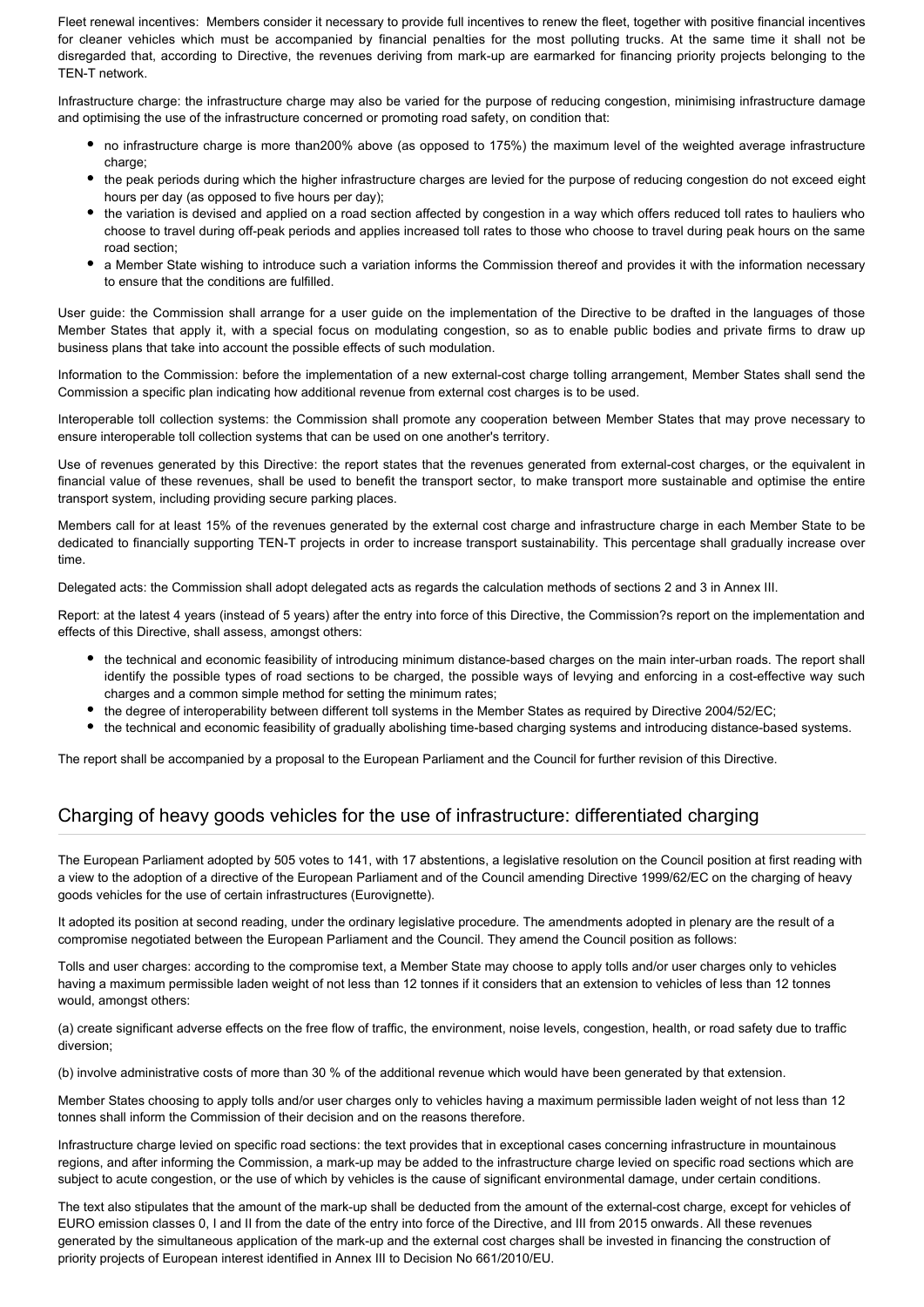Fleet renewal incentives: Members consider it necessary to provide full incentives to renew the fleet, together with positive financial incentives for cleaner vehicles which must be accompanied by financial penalties for the most polluting trucks. At the same time it shall not be disregarded that, according to Directive, the revenues deriving from mark-up are earmarked for financing priority projects belonging to the TEN-T network.

Infrastructure charge: the infrastructure charge may also be varied for the purpose of reducing congestion, minimising infrastructure damage and optimising the use of the infrastructure concerned or promoting road safety, on condition that:

- no infrastructure charge is more than200% above (as opposed to 175%) the maximum level of the weighted average infrastructure charge;
- the peak periods during which the higher infrastructure charges are levied for the purpose of reducing congestion do not exceed eight hours per day (as opposed to five hours per day);
- the variation is devised and applied on a road section affected by congestion in a way which offers reduced toll rates to hauliers who choose to travel during off-peak periods and applies increased toll rates to those who choose to travel during peak hours on the same road section;
- a Member State wishing to introduce such a variation informs the Commission thereof and provides it with the information necessary to ensure that the conditions are fulfilled.

User guide: the Commission shall arrange for a user guide on the implementation of the Directive to be drafted in the languages of those Member States that apply it, with a special focus on modulating congestion, so as to enable public bodies and private firms to draw up business plans that take into account the possible effects of such modulation.

Information to the Commission: before the implementation of a new external-cost charge tolling arrangement, Member States shall send the Commission a specific plan indicating how additional revenue from external cost charges is to be used.

Interoperable toll collection systems: the Commission shall promote any cooperation between Member States that may prove necessary to ensure interoperable toll collection systems that can be used on one another's territory.

Use of revenues generated by this Directive: the report states that the revenues generated from external-cost charges, or the equivalent in financial value of these revenues, shall be used to benefit the transport sector, to make transport more sustainable and optimise the entire transport system, including providing secure parking places.

Members call for at least 15% of the revenues generated by the external cost charge and infrastructure charge in each Member State to be dedicated to financially supporting TEN-T projects in order to increase transport sustainability. This percentage shall gradually increase over time.

Delegated acts: the Commission shall adopt delegated acts as regards the calculation methods of sections 2 and 3 in Annex III.

Report: at the latest 4 years (instead of 5 years) after the entry into force of this Directive, the Commission?s report on the implementation and effects of this Directive, shall assess, amongst others:

- the technical and economic feasibility of introducing minimum distance-based charges on the main inter-urban roads. The report shall identify the possible types of road sections to be charged, the possible ways of levying and enforcing in a cost-effective way such charges and a common simple method for setting the minimum rates;
- the degree of interoperability between different toll systems in the Member States as required by Directive 2004/52/EC;
- the technical and economic feasibility of gradually abolishing time-based charging systems and introducing distance-based systems.

The report shall be accompanied by a proposal to the European Parliament and the Council for further revision of this Directive.

## Charging of heavy goods vehicles for the use of infrastructure: differentiated charging

The European Parliament adopted by 505 votes to 141, with 17 abstentions, a legislative resolution on the Council position at first reading with a view to the adoption of a directive of the European Parliament and of the Council amending Directive 1999/62/EC on the charging of heavy goods vehicles for the use of certain infrastructures (Eurovignette).

It adopted its position at second reading, under the ordinary legislative procedure. The amendments adopted in plenary are the result of a compromise negotiated between the European Parliament and the Council. They amend the Council position as follows:

Tolls and user charges: according to the compromise text, a Member State may choose to apply tolls and/or user charges only to vehicles having a maximum permissible laden weight of not less than 12 tonnes if it considers that an extension to vehicles of less than 12 tonnes would, amongst others:

(a) create significant adverse effects on the free flow of traffic, the environment, noise levels, congestion, health, or road safety due to traffic diversion;

(b) involve administrative costs of more than 30 % of the additional revenue which would have been generated by that extension.

Member States choosing to apply tolls and/or user charges only to vehicles having a maximum permissible laden weight of not less than 12 tonnes shall inform the Commission of their decision and on the reasons therefore.

Infrastructure charge levied on specific road sections: the text provides that in exceptional cases concerning infrastructure in mountainous regions, and after informing the Commission, a mark-up may be added to the infrastructure charge levied on specific road sections which are subject to acute congestion, or the use of which by vehicles is the cause of significant environmental damage, under certain conditions.

The text also stipulates that the amount of the mark-up shall be deducted from the amount of the external-cost charge, except for vehicles of EURO emission classes 0, I and II from the date of the entry into force of the Directive, and III from 2015 onwards. All these revenues generated by the simultaneous application of the mark-up and the external cost charges shall be invested in financing the construction of priority projects of European interest identified in Annex III to Decision No 661/2010/EU.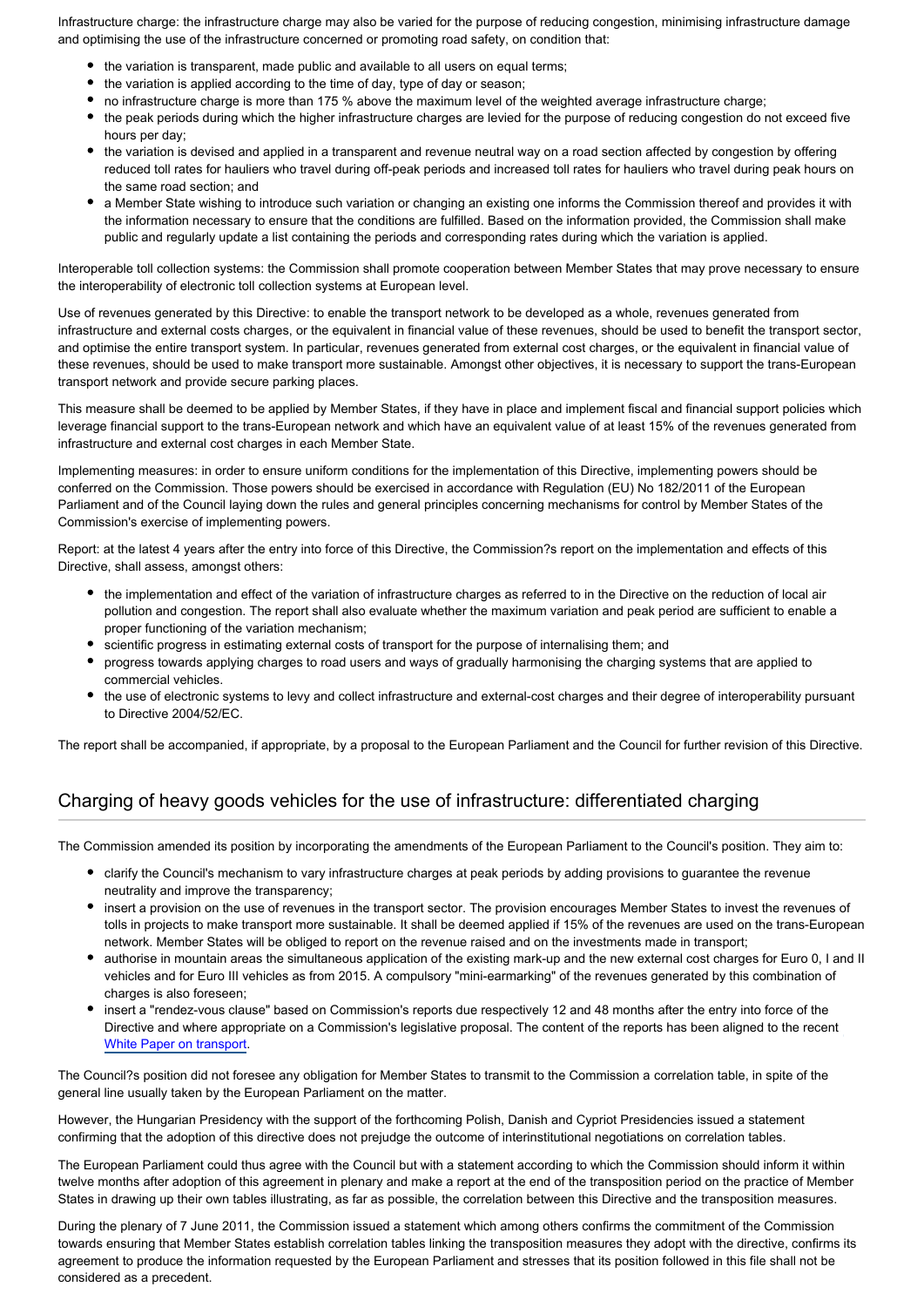Infrastructure charge: the infrastructure charge may also be varied for the purpose of reducing congestion, minimising infrastructure damage and optimising the use of the infrastructure concerned or promoting road safety, on condition that:

- the variation is transparent, made public and available to all users on equal terms;
- the variation is applied according to the time of day, type of day or season;
- no infrastructure charge is more than 175 % above the maximum level of the weighted average infrastructure charge;
- the peak periods during which the higher infrastructure charges are levied for the purpose of reducing congestion do not exceed five hours per day;
- the variation is devised and applied in a transparent and revenue neutral way on a road section affected by congestion by offering reduced toll rates for hauliers who travel during off-peak periods and increased toll rates for hauliers who travel during peak hours on the same road section; and
- a Member State wishing to introduce such variation or changing an existing one informs the Commission thereof and provides it with the information necessary to ensure that the conditions are fulfilled. Based on the information provided, the Commission shall make public and regularly update a list containing the periods and corresponding rates during which the variation is applied.

Interoperable toll collection systems: the Commission shall promote cooperation between Member States that may prove necessary to ensure the interoperability of electronic toll collection systems at European level.

Use of revenues generated by this Directive: to enable the transport network to be developed as a whole, revenues generated from infrastructure and external costs charges, or the equivalent in financial value of these revenues, should be used to benefit the transport sector, and optimise the entire transport system. In particular, revenues generated from external cost charges, or the equivalent in financial value of these revenues, should be used to make transport more sustainable. Amongst other objectives, it is necessary to support the trans-European transport network and provide secure parking places.

This measure shall be deemed to be applied by Member States, if they have in place and implement fiscal and financial support policies which leverage financial support to the trans-European network and which have an equivalent value of at least 15% of the revenues generated from infrastructure and external cost charges in each Member State.

Implementing measures: in order to ensure uniform conditions for the implementation of this Directive, implementing powers should be conferred on the Commission. Those powers should be exercised in accordance with Regulation (EU) No 182/2011 of the European Parliament and of the Council laying down the rules and general principles concerning mechanisms for control by Member States of the Commission's exercise of implementing powers.

Report: at the latest 4 years after the entry into force of this Directive, the Commission?s report on the implementation and effects of this Directive, shall assess, amongst others:

- the implementation and effect of the variation of infrastructure charges as referred to in the Directive on the reduction of local air pollution and congestion. The report shall also evaluate whether the maximum variation and peak period are sufficient to enable a proper functioning of the variation mechanism;
- scientific progress in estimating external costs of transport for the purpose of internalising them; and
- progress towards applying charges to road users and ways of gradually harmonising the charging systems that are applied to commercial vehicles.
- the use of electronic systems to levy and collect infrastructure and external-cost charges and their degree of interoperability pursuant to Directive 2004/52/EC.

The report shall be accompanied, if appropriate, by a proposal to the European Parliament and the Council for further revision of this Directive.

## Charging of heavy goods vehicles for the use of infrastructure: differentiated charging

The Commission amended its position by incorporating the amendments of the European Parliament to the Council's position. They aim to:

- clarify the Council's mechanism to vary infrastructure charges at peak periods by adding provisions to guarantee the revenue neutrality and improve the transparency;
- insert a provision on the use of revenues in the transport sector. The provision encourages Member States to invest the revenues of tolls in projects to make transport more sustainable. It shall be deemed applied if 15% of the revenues are used on the trans-European network. Member States will be obliged to report on the revenue raised and on the investments made in transport;
- authorise in mountain areas the simultaneous application of the existing mark-up and the new external cost charges for Euro 0, I and II vehicles and for Euro III vehicles as from 2015. A compulsory "mini-earmarking" of the revenues generated by this combination of charges is also foreseen;
- insert a "rendez-vous clause" based on Commission's reports due respectively 12 and 48 months after the entry into force of the Directive and where appropriate on a Commission's legislative proposal. The content of the reports has been aligned to the recent White Paper on transport.

The Council?s position did not foresee any obligation for Member States to transmit to the Commission a correlation table, in spite of the general line usually taken by the European Parliament on the matter.

However, the Hungarian Presidency with the support of the forthcoming Polish, Danish and Cypriot Presidencies issued a statement confirming that the adoption of this directive does not prejudge the outcome of interinstitutional negotiations on correlation tables.

The European Parliament could thus agree with the Council but with a statement according to which the Commission should inform it within twelve months after adoption of this agreement in plenary and make a report at the end of the transposition period on the practice of Member States in drawing up their own tables illustrating, as far as possible, the correlation between this Directive and the transposition measures.

During the plenary of 7 June 2011, the Commission issued a statement which among others confirms the commitment of the Commission towards ensuring that Member States establish correlation tables linking the transposition measures they adopt with the directive, confirms its agreement to produce the information requested by the European Parliament and stresses that its position followed in this file shall not be considered as a precedent.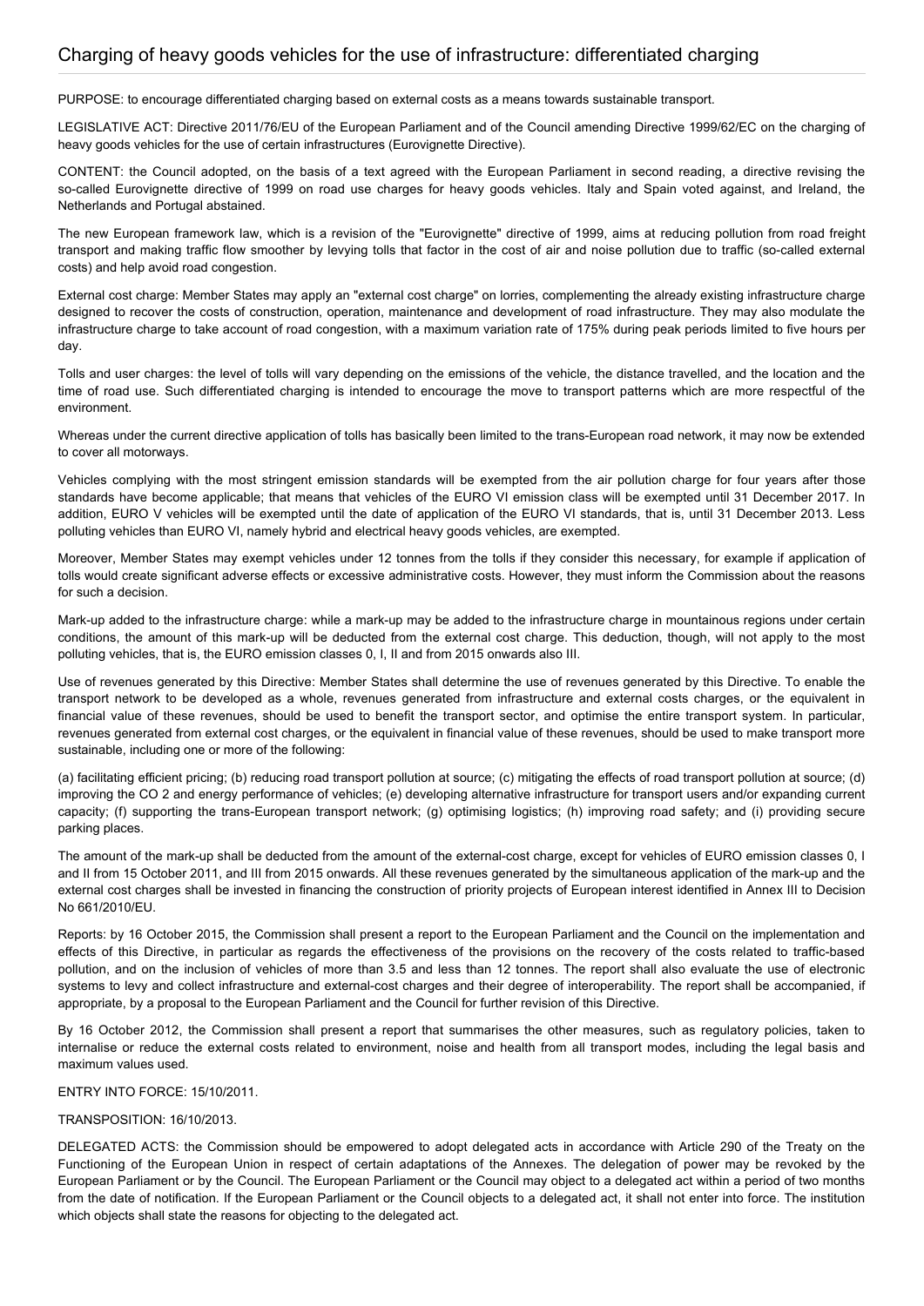## Charging of heavy goods vehicles for the use of infrastructure: differentiated charging

PURPOSE: to encourage differentiated charging based on external costs as a means towards sustainable transport.

LEGISLATIVE ACT: Directive 2011/76/EU of the European Parliament and of the Council amending Directive 1999/62/EC on the charging of heavy goods vehicles for the use of certain infrastructures (Eurovignette Directive).

CONTENT: the Council adopted, on the basis of a text agreed with the European Parliament in second reading, a directive revising the so-called Eurovignette directive of 1999 on road use charges for heavy goods vehicles. Italy and Spain voted against, and Ireland, the Netherlands and Portugal abstained.

The new European framework law, which is a revision of the "Eurovignette" directive of 1999, aims at reducing pollution from road freight transport and making traffic flow smoother by levying tolls that factor in the cost of air and noise pollution due to traffic (so-called external costs) and help avoid road congestion.

External cost charge: Member States may apply an "external cost charge" on lorries, complementing the already existing infrastructure charge designed to recover the costs of construction, operation, maintenance and development of road infrastructure. They may also modulate the infrastructure charge to take account of road congestion, with a maximum variation rate of 175% during peak periods limited to five hours per day.

Tolls and user charges: the level of tolls will vary depending on the emissions of the vehicle, the distance travelled, and the location and the time of road use. Such differentiated charging is intended to encourage the move to transport patterns which are more respectful of the environment.

Whereas under the current directive application of tolls has basically been limited to the trans-European road network, it may now be extended to cover all motorways.

Vehicles complying with the most stringent emission standards will be exempted from the air pollution charge for four years after those standards have become applicable; that means that vehicles of the EURO VI emission class will be exempted until 31 December 2017. In addition, EURO V vehicles will be exempted until the date of application of the EURO VI standards, that is, until 31 December 2013. Less polluting vehicles than EURO VI, namely hybrid and electrical heavy goods vehicles, are exempted.

Moreover, Member States may exempt vehicles under 12 tonnes from the tolls if they consider this necessary, for example if application of tolls would create significant adverse effects or excessive administrative costs. However, they must inform the Commission about the reasons for such a decision.

Mark-up added to the infrastructure charge: while a mark-up may be added to the infrastructure charge in mountainous regions under certain conditions, the amount of this mark-up will be deducted from the external cost charge. This deduction, though, will not apply to the most polluting vehicles, that is, the EURO emission classes 0, I, II and from 2015 onwards also III.

Use of revenues generated by this Directive: Member States shall determine the use of revenues generated by this Directive. To enable the transport network to be developed as a whole, revenues generated from infrastructure and external costs charges, or the equivalent in financial value of these revenues, should be used to benefit the transport sector, and optimise the entire transport system. In particular, revenues generated from external cost charges, or the equivalent in financial value of these revenues, should be used to make transport more sustainable, including one or more of the following:

(a) facilitating efficient pricing; (b) reducing road transport pollution at source; (c) mitigating the effects of road transport pollution at source; (d) improving the $CO_2$ and energy performance of vehicles; (e) developing alternative infrastructure for transport users and/or expanding current capacity; (f) supporting the trans-European transport network; (g) optimising logistics; (h) improving road safety; and (i) providing secure parking places.

The amount of the mark-up shall be deducted from the amount of the external-cost charge, except for vehicles of EURO emission classes 0, I and II from 15 October 2011, and III from 2015 onwards. All these revenues generated by the simultaneous application of the mark-up and the external cost charges shall be invested in financing the construction of priority projects of European interest identified in Annex III to Decision No 661/2010/EU.

Reports: by 16 October 2015, the Commission shall present a report to the European Parliament and the Council on the implementation and effects of this Directive, in particular as regards the effectiveness of the provisions on the recovery of the costs related to traffic-based pollution, and on the inclusion of vehicles of more than 3.5 and less than 12 tonnes. The report shall also evaluate the use of electronic systems to levy and collect infrastructure and external-cost charges and their degree of interoperability. The report shall be accompanied, if appropriate, by a proposal to the European Parliament and the Council for further revision of this Directive.

By 16 October 2012, the Commission shall present a report that summarises the other measures, such as regulatory policies, taken to internalise or reduce the external costs related to environment, noise and health from all transport modes, including the legal basis and maximum values used.

ENTRY INTO FORCE: 15/10/2011.

TRANSPOSITION: 16/10/2013.

DELEGATED ACTS: the Commission should be empowered to adopt delegated acts in accordance with Article 290 of the Treaty on the Functioning of the European Union in respect of certain adaptations of the Annexes. The delegation of power may be revoked by the European Parliament or by the Council. The European Parliament or the Council may object to a delegated act within a period of two months from the date of notification. If the European Parliament or the Council objects to a delegated act, it shall not enter into force. The institution which objects shall state the reasons for objecting to the delegated act.